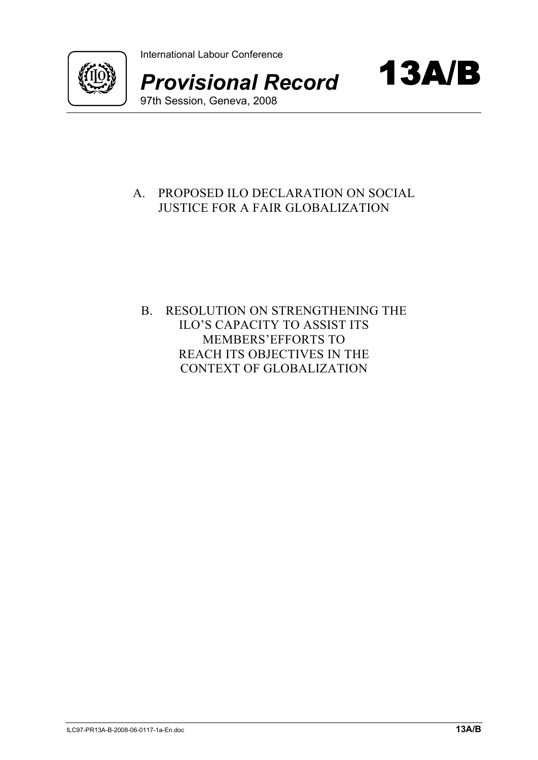International Labour Conference

# *Provisional Record* 13A/B

97th Session, Geneva, 2008

## A. PROPOSED ILO DECLARATION ON SOCIAL JUSTICE FOR A FAIR GLOBALIZATION

## B. RESOLUTION ON STRENGTHENING THE ILO'S CAPACITY TO ASSIST ITS MEMBERS'EFFORTS TO REACH ITS OBJECTIVES IN THE CONTEXT OF GLOBALIZATION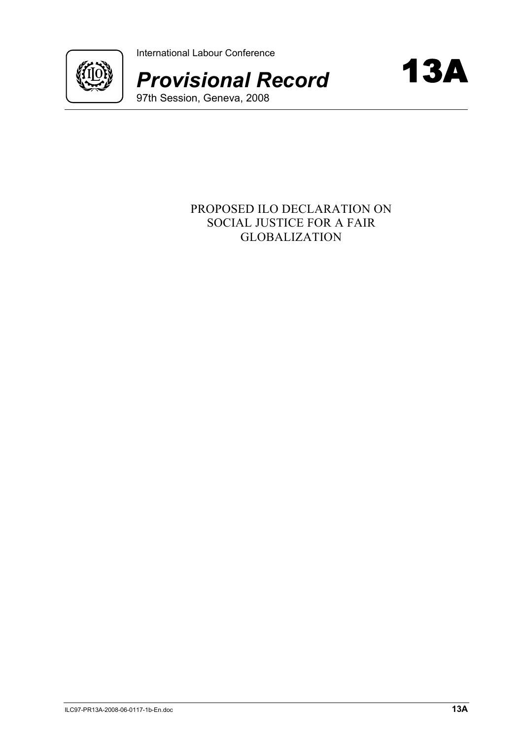International Labour Conference

# *Provisional Record*

97th Session, Geneva, 2008

**13A**

## PROPOSED ILO DECLARATION ON SOCIAL JUSTICE FOR A FAIR GLOBALIZATION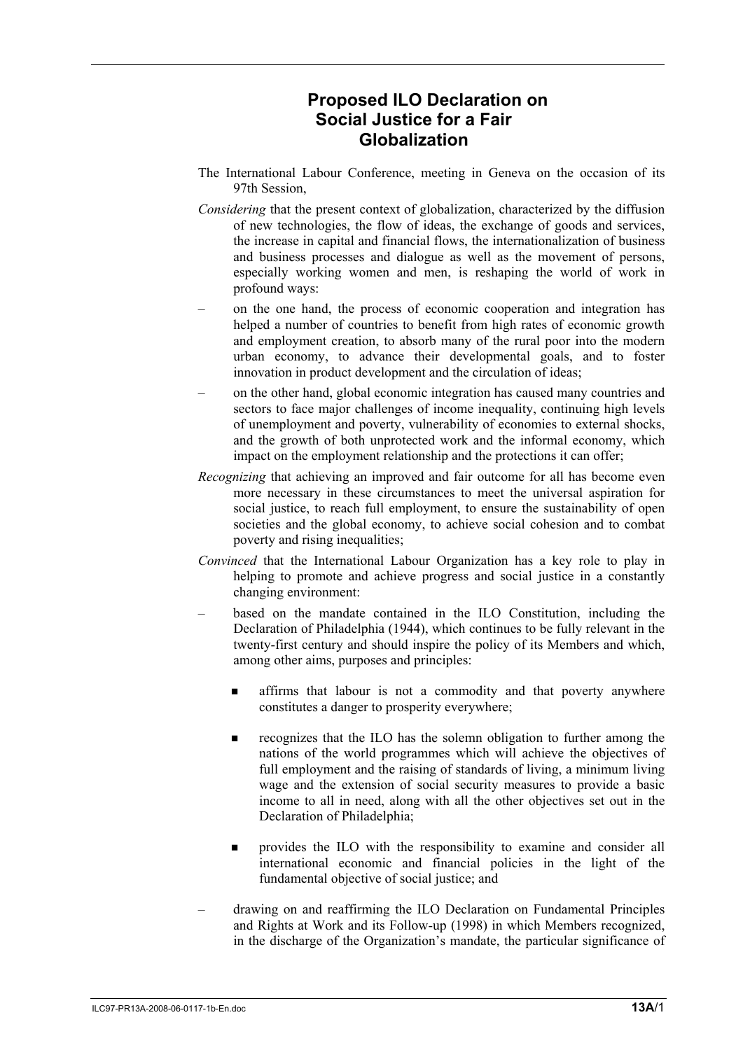# Proposed ILO Declaration on Social Justice for a Fair Globalization

The International Labour Conference, meeting in Geneva on the occasion of its 97th Session,

*Considering* that the present context of globalization, characterized by the diffusion of new technologies, the flow of ideas, the exchange of goods and services, the increase in capital and financial flows, the internationalization of business and business processes and dialogue as well as the movement of persons, especially working women and men, is reshaping the world of work in profound ways:

– on the one hand, the process of economic cooperation and integration has helped a number of countries to benefit from high rates of economic growth and employment creation, to absorb many of the rural poor into the modern urban economy, to advance their developmental goals, and to foster innovation in product development and the circulation of ideas;

– on the other hand, global economic integration has caused many countries and sectors to face major challenges of income inequality, continuing high levels of unemployment and poverty, vulnerability of economies to external shocks, and the growth of both unprotected work and the informal economy, which impact on the employment relationship and the protections it can offer;

*Recognizing* that achieving an improved and fair outcome for all has become even more necessary in these circumstances to meet the universal aspiration for social justice, to reach full employment, to ensure the sustainability of open societies and the global economy, to achieve social cohesion and to combat poverty and rising inequalities;

*Convinced* that the International Labour Organization has a key role to play in helping to promote and achieve progress and social justice in a constantly changing environment:

– based on the mandate contained in the ILO Constitution, including the Declaration of Philadelphia (1944), which continues to be fully relevant in the twenty-first century and should inspire the policy of its Members and which, among other aims, purposes and principles:

  - affirms that labour is not a commodity and that poverty anywhere constitutes a danger to prosperity everywhere;

  - recognizes that the ILO has the solemn obligation to further among the nations of the world programmes which will achieve the objectives of full employment and the raising of standards of living, a minimum living wage and the extension of social security measures to provide a basic income to all in need, along with all the other objectives set out in the Declaration of Philadelphia;

  - provides the ILO with the responsibility to examine and consider all international economic and financial policies in the light of the fundamental objective of social justice; and

– drawing on and reaffirming the ILO Declaration on Fundamental Principles and Rights at Work and its Follow-up (1998) in which Members recognized, in the discharge of the Organization's mandate, the particular significance of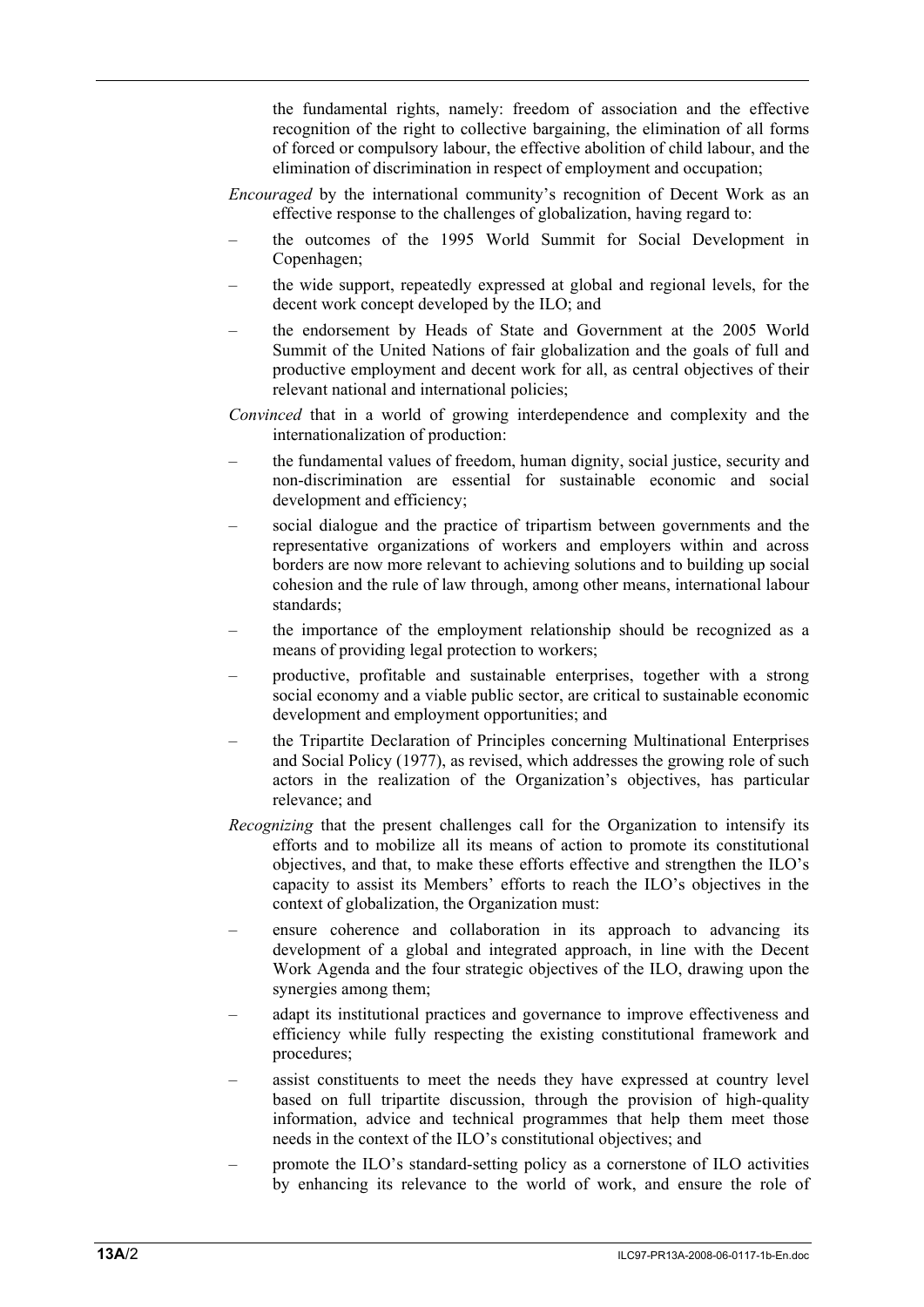the fundamental rights, namely: freedom of association and the effective recognition of the right to collective bargaining, the elimination of all forms of forced or compulsory labour, the effective abolition of child labour, and the elimination of discrimination in respect of employment and occupation;

*Encouraged* by the international community's recognition of Decent Work as an effective response to the challenges of globalization, having regard to:

– the outcomes of the 1995 World Summit for Social Development in Copenhagen;

– the wide support, repeatedly expressed at global and regional levels, for the decent work concept developed by the ILO; and

– the endorsement by Heads of State and Government at the 2005 World Summit of the United Nations of fair globalization and the goals of full and productive employment and decent work for all, as central objectives of their relevant national and international policies;

*Convinced* that in a world of growing interdependence and complexity and the internationalization of production:

– the fundamental values of freedom, human dignity, social justice, security and non-discrimination are essential for sustainable economic and social development and efficiency;

– social dialogue and the practice of tripartism between governments and the representative organizations of workers and employers within and across borders are now more relevant to achieving solutions and to building up social cohesion and the rule of law through, among other means, international labour standards;

– the importance of the employment relationship should be recognized as a means of providing legal protection to workers;

– productive, profitable and sustainable enterprises, together with a strong social economy and a viable public sector, are critical to sustainable economic development and employment opportunities; and

– the Tripartite Declaration of Principles concerning Multinational Enterprises and Social Policy (1977), as revised, which addresses the growing role of such actors in the realization of the Organization's objectives, has particular relevance; and

*Recognizing* that the present challenges call for the Organization to intensify its efforts and to mobilize all its means of action to promote its constitutional objectives, and that, to make these efforts effective and strengthen the ILO's capacity to assist its Members' efforts to reach the ILO's objectives in the context of globalization, the Organization must:

– ensure coherence and collaboration in its approach to advancing its development of a global and integrated approach, in line with the Decent Work Agenda and the four strategic objectives of the ILO, drawing upon the synergies among them;

– adapt its institutional practices and governance to improve effectiveness and efficiency while fully respecting the existing constitutional framework and procedures;

– assist constituents to meet the needs they have expressed at country level based on full tripartite discussion, through the provision of high-quality information, advice and technical programmes that help them meet those needs in the context of the ILO's constitutional objectives; and

– promote the ILO's standard-setting policy as a cornerstone of ILO activities by enhancing its relevance to the world of work, and ensure the role of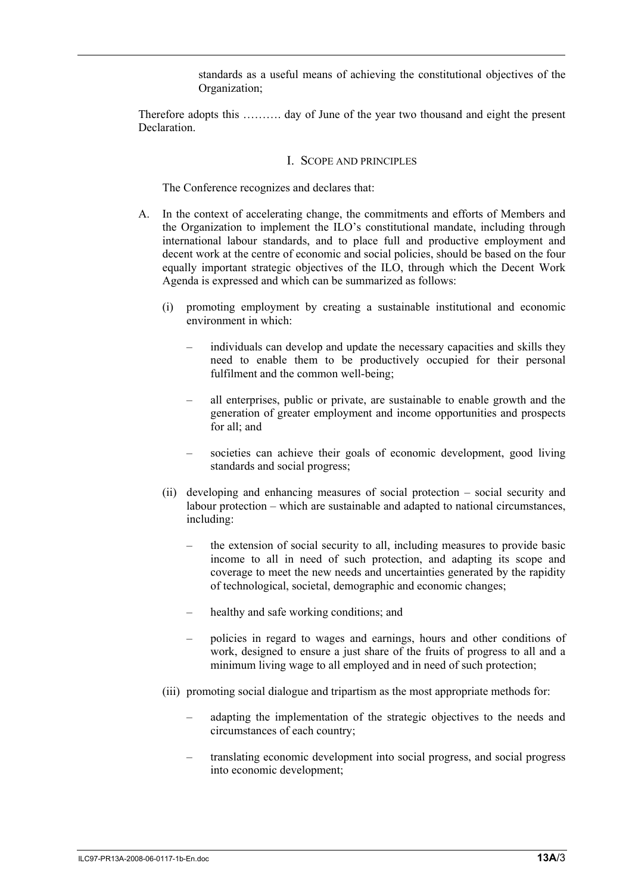standards as a useful means of achieving the constitutional objectives of the Organization;

Therefore adopts this ………. day of June of the year two thousand and eight the present Declaration.

## I. Scope and principles

The Conference recognizes and declares that:

A. In the context of accelerating change, the commitments and efforts of Members and the Organization to implement the ILO's constitutional mandate, including through international labour standards, and to place full and productive employment and decent work at the centre of economic and social policies, should be based on the four equally important strategic objectives of the ILO, through which the Decent Work Agenda is expressed and which can be summarized as follows:

   (i) promoting employment by creating a sustainable institutional and economic environment in which:

   – individuals can develop and update the necessary capacities and skills they need to enable them to be productively occupied for their personal fulfilment and the common well-being;

   – all enterprises, public or private, are sustainable to enable growth and the generation of greater employment and income opportunities and prospects for all; and

   – societies can achieve their goals of economic development, good living standards and social progress;

   (ii) developing and enhancing measures of social protection – social security and labour protection – which are sustainable and adapted to national circumstances, including:

   – the extension of social security to all, including measures to provide basic income to all in need of such protection, and adapting its scope and coverage to meet the new needs and uncertainties generated by the rapidity of technological, societal, demographic and economic changes;

   – healthy and safe working conditions; and

   – policies in regard to wages and earnings, hours and other conditions of work, designed to ensure a just share of the fruits of progress to all and a minimum living wage to all employed and in need of such protection;

   (iii) promoting social dialogue and tripartism as the most appropriate methods for:

   – adapting the implementation of the strategic objectives to the needs and circumstances of each country;

   – translating economic development into social progress, and social progress into economic development;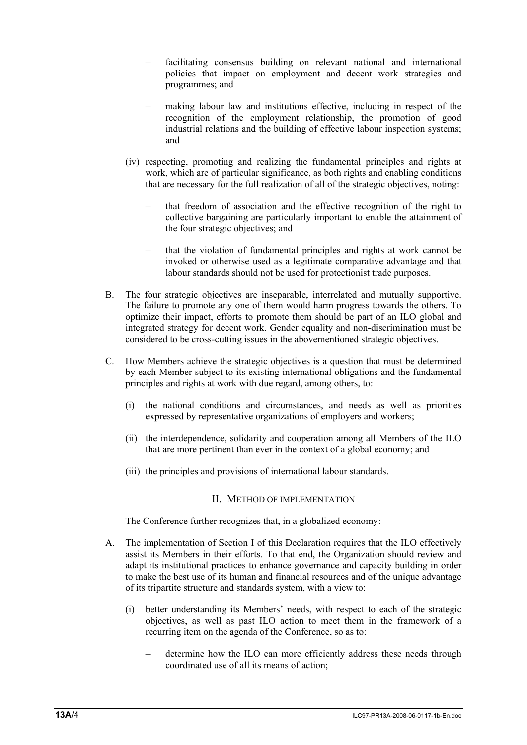- facilitating consensus building on relevant national and international policies that impact on employment and decent work strategies and programmes; and
- making labour law and institutions effective, including in respect of the recognition of the employment relationship, the promotion of good industrial relations and the building of effective labour inspection systems; and

(iv) respecting, promoting and realizing the fundamental principles and rights at work, which are of particular significance, as both rights and enabling conditions that are necessary for the full realization of all of the strategic objectives, noting:

- that freedom of association and the effective recognition of the right to collective bargaining are particularly important to enable the attainment of the four strategic objectives; and
- that the violation of fundamental principles and rights at work cannot be invoked or otherwise used as a legitimate comparative advantage and that labour standards should not be used for protectionist trade purposes.

B. The four strategic objectives are inseparable, interrelated and mutually supportive. The failure to promote any one of them would harm progress towards the others. To optimize their impact, efforts to promote them should be part of an ILO global and integrated strategy for decent work. Gender equality and non-discrimination must be considered to be cross-cutting issues in the abovementioned strategic objectives.

C. How Members achieve the strategic objectives is a question that must be determined by each Member subject to its existing international obligations and the fundamental principles and rights at work with due regard, among others, to:

(i) the national conditions and circumstances, and needs as well as priorities expressed by representative organizations of employers and workers;

(ii) the interdependence, solidarity and cooperation among all Members of the ILO that are more pertinent than ever in the context of a global economy; and

(iii) the principles and provisions of international labour standards.

## II. Method of implementation

The Conference further recognizes that, in a globalized economy:

A. The implementation of Section I of this Declaration requires that the ILO effectively assist its Members in their efforts. To that end, the Organization should review and adapt its institutional practices to enhance governance and capacity building in order to make the best use of its human and financial resources and of the unique advantage of its tripartite structure and standards system, with a view to:

(i) better understanding its Members' needs, with respect to each of the strategic objectives, as well as past ILO action to meet them in the framework of a recurring item on the agenda of the Conference, so as to:

- determine how the ILO can more efficiently address these needs through coordinated use of all its means of action;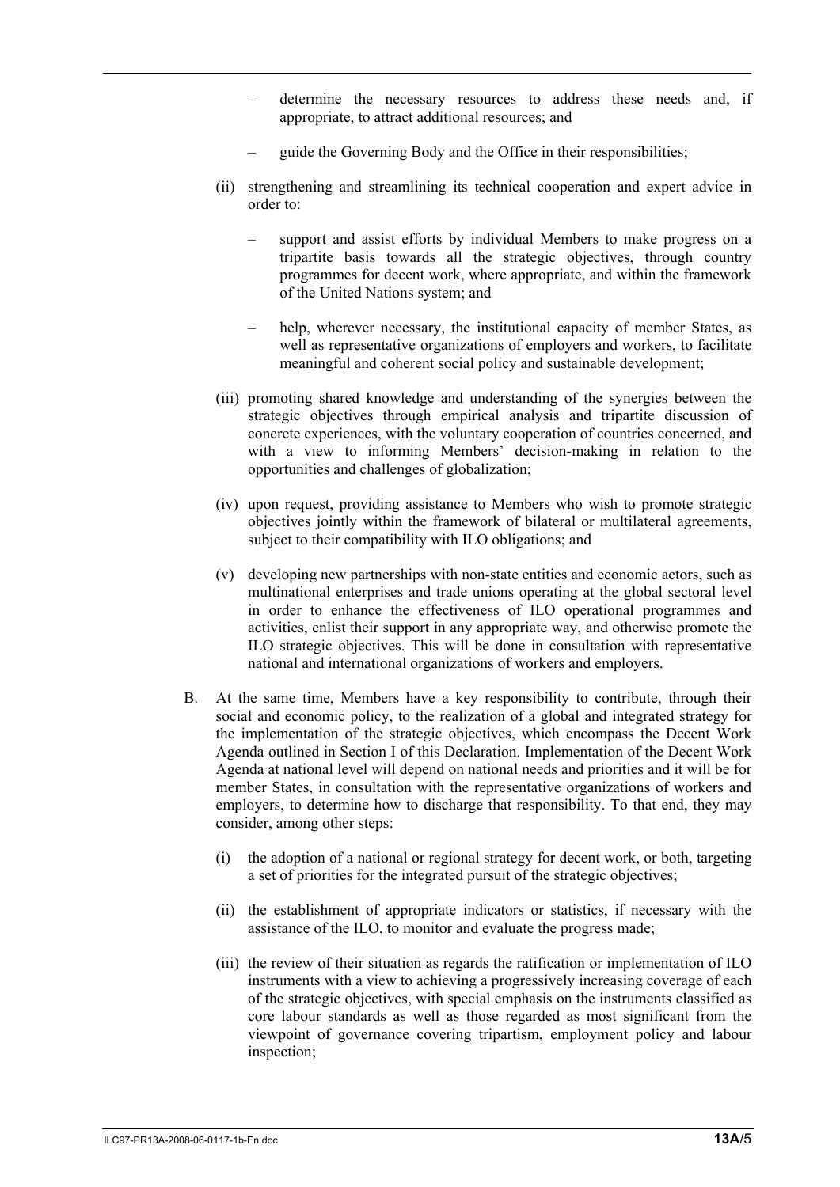- determine the necessary resources to address these needs and, if appropriate, to attract additional resources; and
- guide the Governing Body and the Office in their responsibilities;

(ii) strengthening and streamlining its technical cooperation and expert advice in order to:

- support and assist efforts by individual Members to make progress on a tripartite basis towards all the strategic objectives, through country programmes for decent work, where appropriate, and within the framework of the United Nations system; and
- help, wherever necessary, the institutional capacity of member States, as well as representative organizations of employers and workers, to facilitate meaningful and coherent social policy and sustainable development;

(iii) promoting shared knowledge and understanding of the synergies between the strategic objectives through empirical analysis and tripartite discussion of concrete experiences, with the voluntary cooperation of countries concerned, and with a view to informing Members' decision-making in relation to the opportunities and challenges of globalization;

(iv) upon request, providing assistance to Members who wish to promote strategic objectives jointly within the framework of bilateral or multilateral agreements, subject to their compatibility with ILO obligations; and

(v) developing new partnerships with non-state entities and economic actors, such as multinational enterprises and trade unions operating at the global sectoral level in order to enhance the effectiveness of ILO operational programmes and activities, enlist their support in any appropriate way, and otherwise promote the ILO strategic objectives. This will be done in consultation with representative national and international organizations of workers and employers.

B. At the same time, Members have a key responsibility to contribute, through their social and economic policy, to the realization of a global and integrated strategy for the implementation of the strategic objectives, which encompass the Decent Work Agenda outlined in Section I of this Declaration. Implementation of the Decent Work Agenda at national level will depend on national needs and priorities and it will be for member States, in consultation with the representative organizations of workers and employers, to determine how to discharge that responsibility. To that end, they may consider, among other steps:

(i) the adoption of a national or regional strategy for decent work, or both, targeting a set of priorities for the integrated pursuit of the strategic objectives;

(ii) the establishment of appropriate indicators or statistics, if necessary with the assistance of the ILO, to monitor and evaluate the progress made;

(iii) the review of their situation as regards the ratification or implementation of ILO instruments with a view to achieving a progressively increasing coverage of each of the strategic objectives, with special emphasis on the instruments classified as core labour standards as well as those regarded as most significant from the viewpoint of governance covering tripartism, employment policy and labour inspection;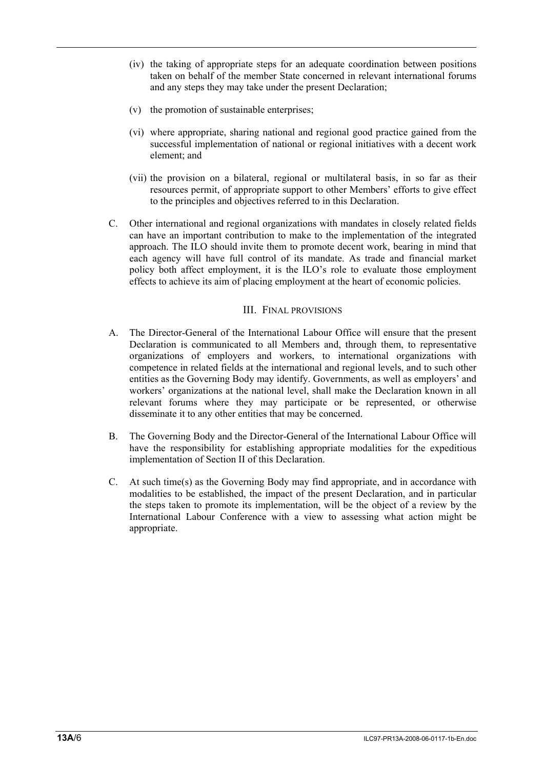(iv) the taking of appropriate steps for an adequate coordination between positions taken on behalf of the member State concerned in relevant international forums and any steps they may take under the present Declaration;

(v) the promotion of sustainable enterprises;

(vi) where appropriate, sharing national and regional good practice gained from the successful implementation of national or regional initiatives with a decent work element; and

(vii) the provision on a bilateral, regional or multilateral basis, in so far as their resources permit, of appropriate support to other Members' efforts to give effect to the principles and objectives referred to in this Declaration.

C. Other international and regional organizations with mandates in closely related fields can have an important contribution to make to the implementation of the integrated approach. The ILO should invite them to promote decent work, bearing in mind that each agency will have full control of its mandate. As trade and financial market policy both affect employment, it is the ILO's role to evaluate those employment effects to achieve its aim of placing employment at the heart of economic policies.

## III. Final provisions

A. The Director-General of the International Labour Office will ensure that the present Declaration is communicated to all Members and, through them, to representative organizations of employers and workers, to international organizations with competence in related fields at the international and regional levels, and to such other entities as the Governing Body may identify. Governments, as well as employers' and workers' organizations at the national level, shall make the Declaration known in all relevant forums where they may participate or be represented, or otherwise disseminate it to any other entities that may be concerned.

B. The Governing Body and the Director-General of the International Labour Office will have the responsibility for establishing appropriate modalities for the expeditious implementation of Section II of this Declaration.

C. At such time(s) as the Governing Body may find appropriate, and in accordance with modalities to be established, the impact of the present Declaration, and in particular the steps taken to promote its implementation, will be the object of a review by the International Labour Conference with a view to assessing what action might be appropriate.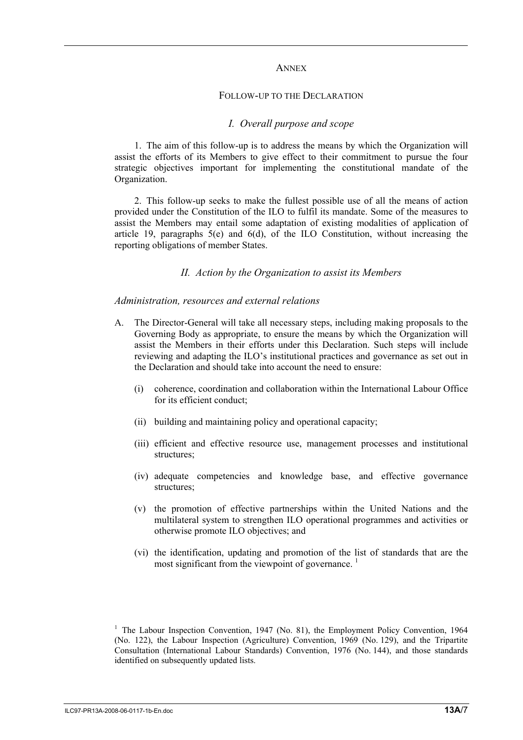## ANNEX

## FOLLOW-UP TO THE DECLARATION

### *I. Overall purpose and scope*

1. The aim of this follow-up is to address the means by which the Organization will assist the efforts of its Members to give effect to their commitment to pursue the four strategic objectives important for implementing the constitutional mandate of the Organization.

2. This follow-up seeks to make the fullest possible use of all the means of action provided under the Constitution of the ILO to fulfil its mandate. Some of the measures to assist the Members may entail some adaptation of existing modalities of application of article 19, paragraphs 5(e) and 6(d), of the ILO Constitution, without increasing the reporting obligations of member States.

### *II. Action by the Organization to assist its Members*

*Administration, resources and external relations*

A. The Director-General will take all necessary steps, including making proposals to the Governing Body as appropriate, to ensure the means by which the Organization will assist the Members in their efforts under this Declaration. Such steps will include reviewing and adapting the ILO's institutional practices and governance as set out in the Declaration and should take into account the need to ensure:

   (i) coherence, coordination and collaboration within the International Labour Office for its efficient conduct;

   (ii) building and maintaining policy and operational capacity;

   (iii) efficient and effective resource use, management processes and institutional structures;

   (iv) adequate competencies and knowledge base, and effective governance structures;

   (v) the promotion of effective partnerships within the United Nations and the multilateral system to strengthen ILO operational programmes and activities or otherwise promote ILO objectives; and

   (vi) the identification, updating and promotion of the list of standards that are the most significant from the viewpoint of governance. [1]

[1] The Labour Inspection Convention, 1947 (No. 81), the Employment Policy Convention, 1964 (No. 122), the Labour Inspection (Agriculture) Convention, 1969 (No. 129), and the Tripartite Consultation (International Labour Standards) Convention, 1976 (No. 144), and those standards identified on subsequently updated lists.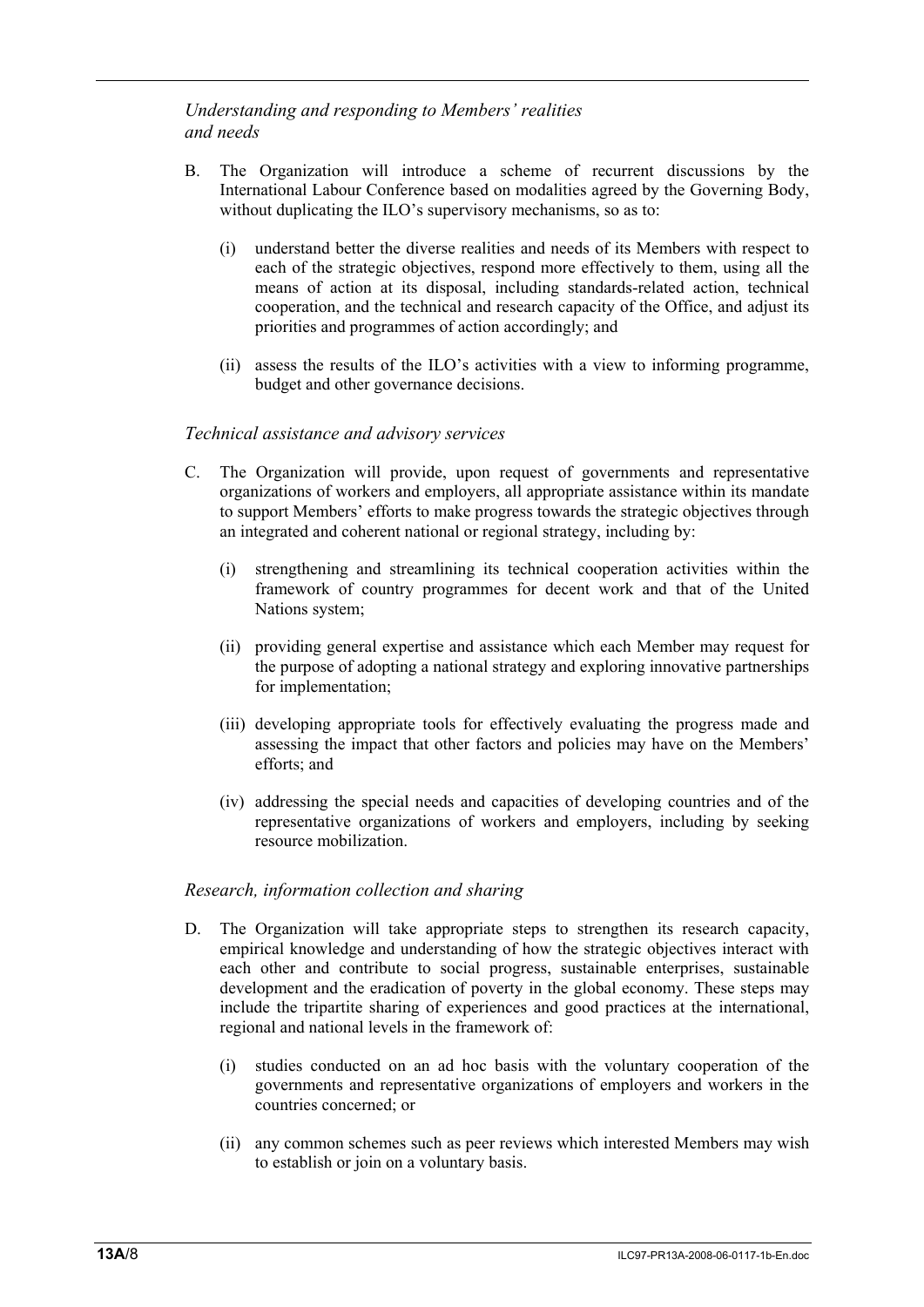*Understanding and responding to Members' realities and needs*

B. The Organization will introduce a scheme of recurrent discussions by the International Labour Conference based on modalities agreed by the Governing Body, without duplicating the ILO's supervisory mechanisms, so as to:

   (i) understand better the diverse realities and needs of its Members with respect to each of the strategic objectives, respond more effectively to them, using all the means of action at its disposal, including standards-related action, technical cooperation, and the technical and research capacity of the Office, and adjust its priorities and programmes of action accordingly; and

   (ii) assess the results of the ILO's activities with a view to informing programme, budget and other governance decisions.

*Technical assistance and advisory services*

C. The Organization will provide, upon request of governments and representative organizations of workers and employers, all appropriate assistance within its mandate to support Members' efforts to make progress towards the strategic objectives through an integrated and coherent national or regional strategy, including by:

   (i) strengthening and streamlining its technical cooperation activities within the framework of country programmes for decent work and that of the United Nations system;

   (ii) providing general expertise and assistance which each Member may request for the purpose of adopting a national strategy and exploring innovative partnerships for implementation;

   (iii) developing appropriate tools for effectively evaluating the progress made and assessing the impact that other factors and policies may have on the Members' efforts; and

   (iv) addressing the special needs and capacities of developing countries and of the representative organizations of workers and employers, including by seeking resource mobilization.

*Research, information collection and sharing*

D. The Organization will take appropriate steps to strengthen its research capacity, empirical knowledge and understanding of how the strategic objectives interact with each other and contribute to social progress, sustainable enterprises, sustainable development and the eradication of poverty in the global economy. These steps may include the tripartite sharing of experiences and good practices at the international, regional and national levels in the framework of:

   (i) studies conducted on an ad hoc basis with the voluntary cooperation of the governments and representative organizations of employers and workers in the countries concerned; or

   (ii) any common schemes such as peer reviews which interested Members may wish to establish or join on a voluntary basis.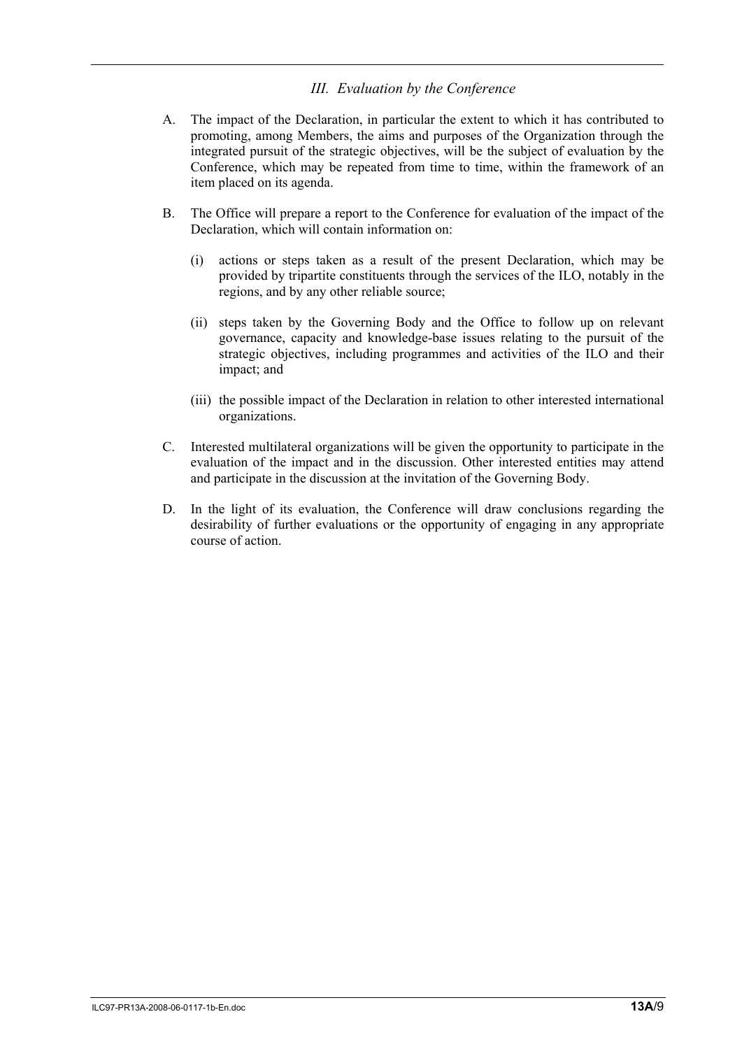### *III. Evaluation by the Conference*

A. The impact of the Declaration, in particular the extent to which it has contributed to promoting, among Members, the aims and purposes of the Organization through the integrated pursuit of the strategic objectives, will be the subject of evaluation by the Conference, which may be repeated from time to time, within the framework of an item placed on its agenda.

B. The Office will prepare a report to the Conference for evaluation of the impact of the Declaration, which will contain information on:

   (i) actions or steps taken as a result of the present Declaration, which may be provided by tripartite constituents through the services of the ILO, notably in the regions, and by any other reliable source;

   (ii) steps taken by the Governing Body and the Office to follow up on relevant governance, capacity and knowledge-base issues relating to the pursuit of the strategic objectives, including programmes and activities of the ILO and their impact; and

   (iii) the possible impact of the Declaration in relation to other interested international organizations.

C. Interested multilateral organizations will be given the opportunity to participate in the evaluation of the impact and in the discussion. Other interested entities may attend and participate in the discussion at the invitation of the Governing Body.

D. In the light of its evaluation, the Conference will draw conclusions regarding the desirability of further evaluations or the opportunity of engaging in any appropriate course of action.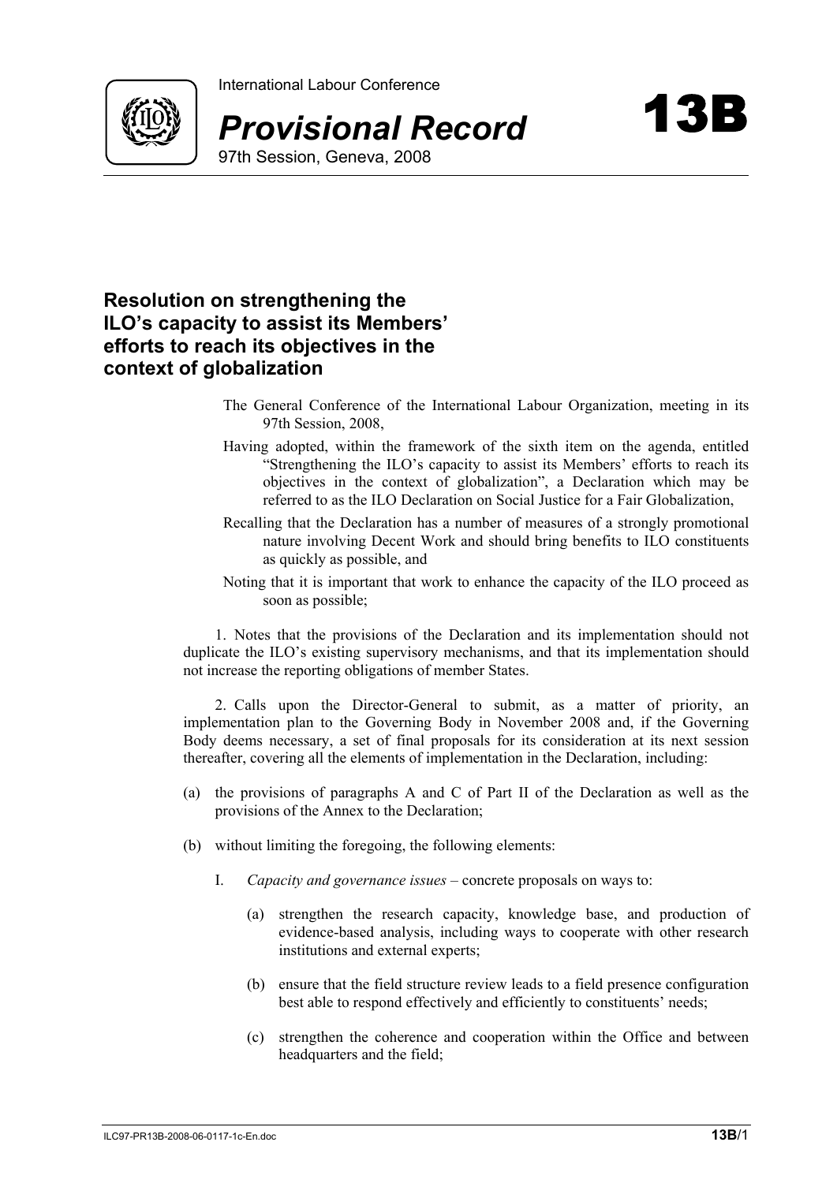# Resolution on strengthening the ILO's capacity to assist its Members' efforts to reach its objectives in the context of globalization

The General Conference of the International Labour Organization, meeting in its 97th Session, 2008,

Having adopted, within the framework of the sixth item on the agenda, entitled "Strengthening the ILO's capacity to assist its Members' efforts to reach its objectives in the context of globalization", a Declaration which may be referred to as the ILO Declaration on Social Justice for a Fair Globalization,

Recalling that the Declaration has a number of measures of a strongly promotional nature involving Decent Work and should bring benefits to ILO constituents as quickly as possible, and

Noting that it is important that work to enhance the capacity of the ILO proceed as soon as possible;

1. Notes that the provisions of the Declaration and its implementation should not duplicate the ILO's existing supervisory mechanisms, and that its implementation should not increase the reporting obligations of member States.

2. Calls upon the Director-General to submit, as a matter of priority, an implementation plan to the Governing Body in November 2008 and, if the Governing Body deems necessary, a set of final proposals for its consideration at its next session thereafter, covering all the elements of implementation in the Declaration, including:

(a) the provisions of paragraphs A and C of Part II of the Declaration as well as the provisions of the Annex to the Declaration;

(b) without limiting the foregoing, the following elements:

I. *Capacity and governance issues* – concrete proposals on ways to:

(a) strengthen the research capacity, knowledge base, and production of evidence-based analysis, including ways to cooperate with other research institutions and external experts;

(b) ensure that the field structure review leads to a field presence configuration best able to respond effectively and efficiently to constituents' needs;

(c) strengthen the coherence and cooperation within the Office and between headquarters and the field;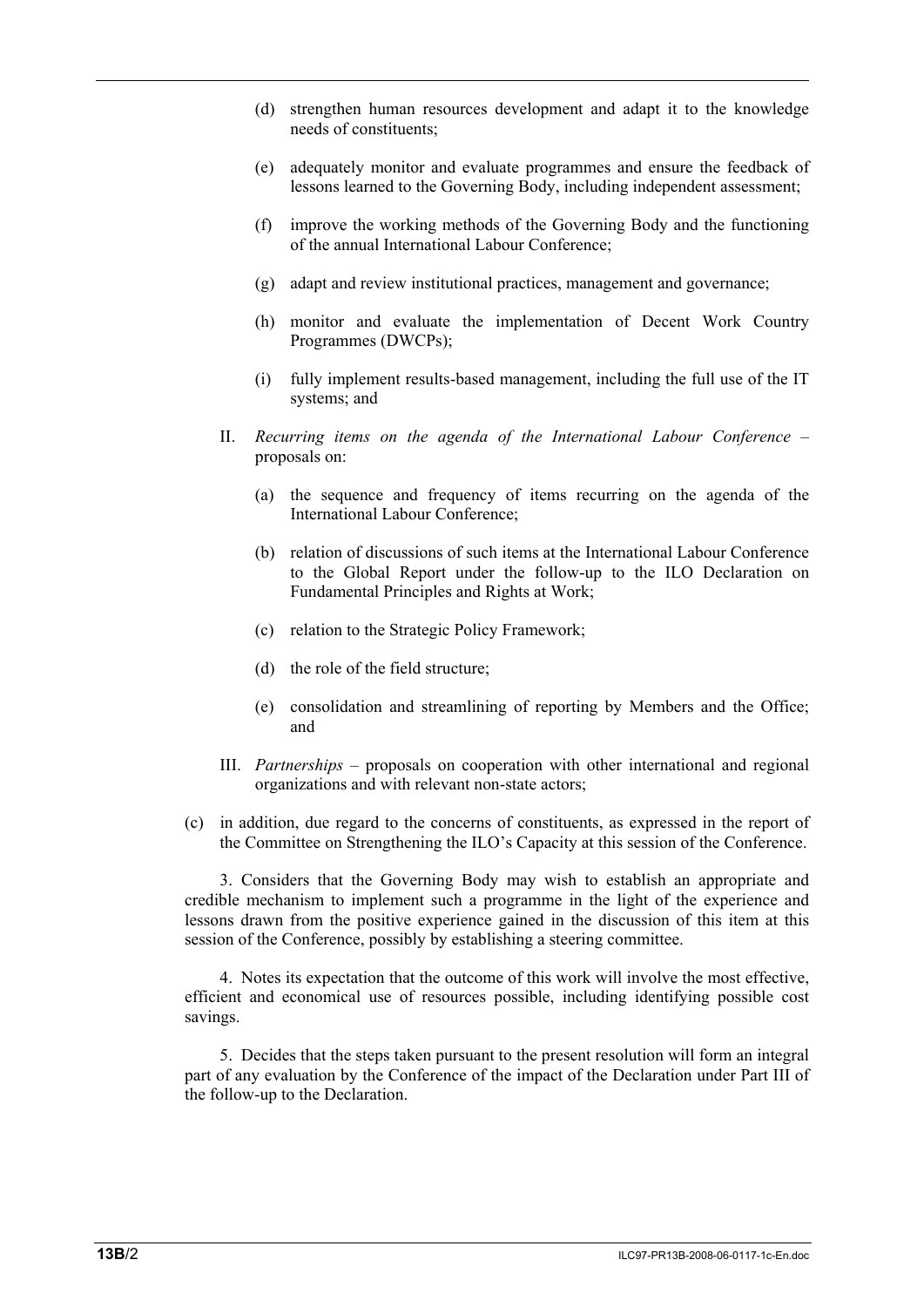(d) strengthen human resources development and adapt it to the knowledge needs of constituents;

(e) adequately monitor and evaluate programmes and ensure the feedback of lessons learned to the Governing Body, including independent assessment;

(f) improve the working methods of the Governing Body and the functioning of the annual International Labour Conference;

(g) adapt and review institutional practices, management and governance;

(h) monitor and evaluate the implementation of Decent Work Country Programmes (DWCPs);

(i) fully implement results-based management, including the full use of the IT systems; and

II. *Recurring items on the agenda of the International Labour Conference* – proposals on:

(a) the sequence and frequency of items recurring on the agenda of the International Labour Conference;

(b) relation of discussions of such items at the International Labour Conference to the Global Report under the follow-up to the ILO Declaration on Fundamental Principles and Rights at Work;

(c) relation to the Strategic Policy Framework;

(d) the role of the field structure;

(e) consolidation and streamlining of reporting by Members and the Office; and

III. *Partnerships* – proposals on cooperation with other international and regional organizations and with relevant non-state actors;

(c) in addition, due regard to the concerns of constituents, as expressed in the report of the Committee on Strengthening the ILO's Capacity at this session of the Conference.

3. Considers that the Governing Body may wish to establish an appropriate and credible mechanism to implement such a programme in the light of the experience and lessons drawn from the positive experience gained in the discussion of this item at this session of the Conference, possibly by establishing a steering committee.

4. Notes its expectation that the outcome of this work will involve the most effective, efficient and economical use of resources possible, including identifying possible cost savings.

5. Decides that the steps taken pursuant to the present resolution will form an integral part of any evaluation by the Conference of the impact of the Declaration under Part III of the follow-up to the Declaration.